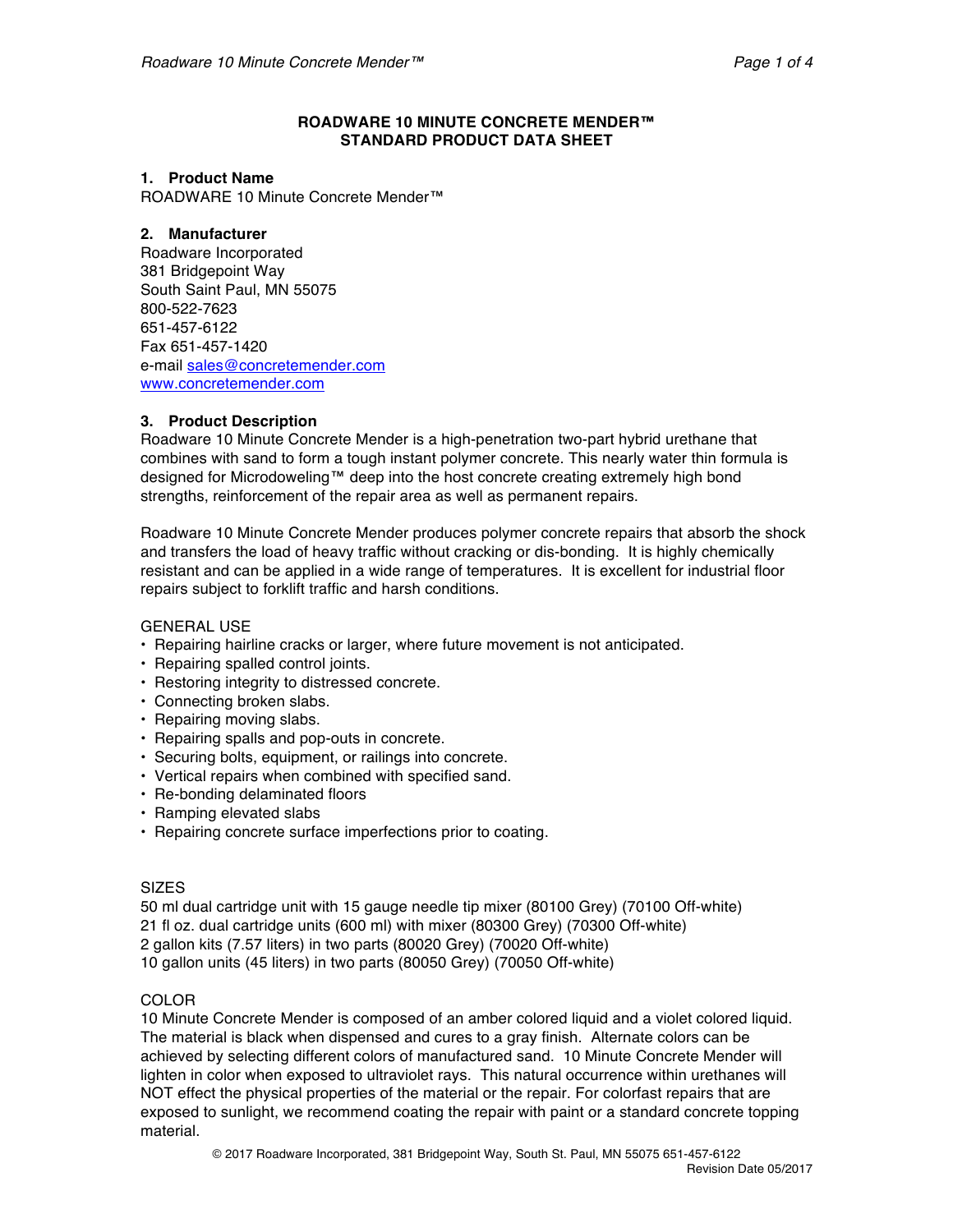# ROADWARE 10 MINUTE CONCRETE MENDER™
# STANDARD PRODUCT DATA SHEET

## 1. Product Name

ROADWARE 10 Minute Concrete Mender™

## 2. Manufacturer

Roadware Incorporated
381 Bridgepoint Way
South Saint Paul, MN 55075
800-522-7623
651-457-6122
Fax 651-457-1420
e-mail sales@concretemender.com
www.concretemender.com

## 3. Product Description

Roadware 10 Minute Concrete Mender is a high-penetration two-part hybrid urethane that combines with sand to form a tough instant polymer concrete. This nearly water thin formula is designed for Microdoweling™ deep into the host concrete creating extremely high bond strengths, reinforcement of the repair area as well as permanent repairs.

Roadware 10 Minute Concrete Mender produces polymer concrete repairs that absorb the shock and transfers the load of heavy traffic without cracking or dis-bonding. It is highly chemically resistant and can be applied in a wide range of temperatures. It is excellent for industrial floor repairs subject to forklift traffic and harsh conditions.

GENERAL USE

- Repairing hairline cracks or larger, where future movement is not anticipated.
- Repairing spalled control joints.
- Restoring integrity to distressed concrete.
- Connecting broken slabs.
- Repairing moving slabs.
- Repairing spalls and pop-outs in concrete.
- Securing bolts, equipment, or railings into concrete.
- Vertical repairs when combined with specified sand.
- Re-bonding delaminated floors
- Ramping elevated slabs
- Repairing concrete surface imperfections prior to coating.

SIZES

50 ml dual cartridge unit with 15 gauge needle tip mixer (80100 Grey) (70100 Off-white)
21 fl oz. dual cartridge units (600 ml) with mixer (80300 Grey) (70300 Off-white)
2 gallon kits (7.57 liters) in two parts (80020 Grey) (70020 Off-white)
10 gallon units (45 liters) in two parts (80050 Grey) (70050 Off-white)

COLOR

10 Minute Concrete Mender is composed of an amber colored liquid and a violet colored liquid. The material is black when dispensed and cures to a gray finish. Alternate colors can be achieved by selecting different colors of manufactured sand. 10 Minute Concrete Mender will lighten in color when exposed to ultraviolet rays. This natural occurrence within urethanes will NOT effect the physical properties of the material or the repair. For colorfast repairs that are exposed to sunlight, we recommend coating the repair with paint or a standard concrete topping material.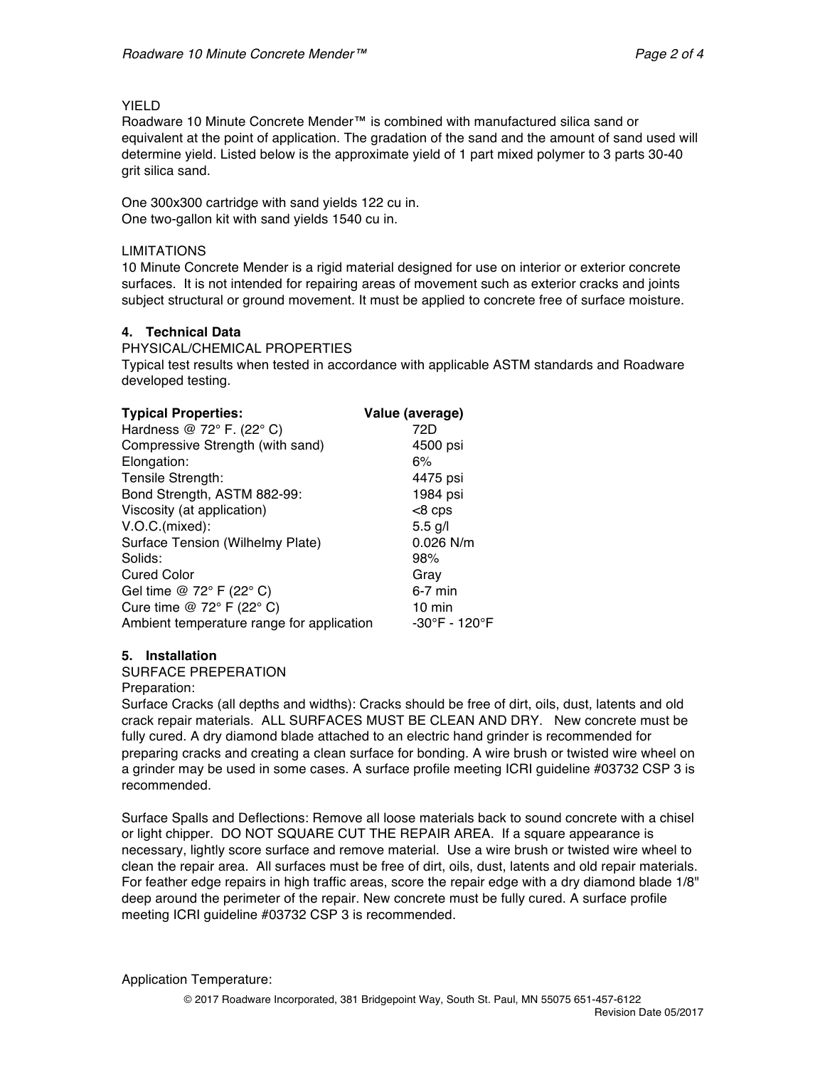YIELD

Roadware 10 Minute Concrete Mender™ is combined with manufactured silica sand or equivalent at the point of application. The gradation of the sand and the amount of sand used will determine yield. Listed below is the approximate yield of 1 part mixed polymer to 3 parts 30-40 grit silica sand.

One 300x300 cartridge with sand yields 122 cu in.
One two-gallon kit with sand yields 1540 cu in.

LIMITATIONS

10 Minute Concrete Mender is a rigid material designed for use on interior or exterior concrete surfaces. It is not intended for repairing areas of movement such as exterior cracks and joints subject structural or ground movement. It must be applied to concrete free of surface moisture.

## 4. Technical Data

PHYSICAL/CHEMICAL PROPERTIES

Typical test results when tested in accordance with applicable ASTM standards and Roadware developed testing.

| **Typical Properties:** | **Value (average)** |
|---|---|
| Hardness @ 72° F. (22° C) | 72D |
| Compressive Strength (with sand) | 4500 psi |
| Elongation: | 6% |
| Tensile Strength: | 4475 psi |
| Bond Strength, ASTM 882-99: | 1984 psi |
| Viscosity (at application) | <8 cps |
| V.O.C.(mixed): | 5.5 g/l |
| Surface Tension (Wilhelmy Plate) | 0.026 N/m |
| Solids: | 98% |
| Cured Color | Gray |
| Gel time @ 72° F (22° C) | 6-7 min |
| Cure time @ 72° F (22° C) | 10 min |
| Ambient temperature range for application | -30°F - 120°F |

## 5. Installation

SURFACE PREPERATION

Preparation:

Surface Cracks (all depths and widths): Cracks should be free of dirt, oils, dust, latents and old crack repair materials. ALL SURFACES MUST BE CLEAN AND DRY. New concrete must be fully cured. A dry diamond blade attached to an electric hand grinder is recommended for preparing cracks and creating a clean surface for bonding. A wire brush or twisted wire wheel on a grinder may be used in some cases. A surface profile meeting ICRI guideline #03732 CSP 3 is recommended.

Surface Spalls and Deflections: Remove all loose materials back to sound concrete with a chisel or light chipper. DO NOT SQUARE CUT THE REPAIR AREA. If a square appearance is necessary, lightly score surface and remove material. Use a wire brush or twisted wire wheel to clean the repair area. All surfaces must be free of dirt, oils, dust, latents and old repair materials. For feather edge repairs in high traffic areas, score the repair edge with a dry diamond blade 1/8" deep around the perimeter of the repair. New concrete must be fully cured. A surface profile meeting ICRI guideline #03732 CSP 3 is recommended.

Application Temperature: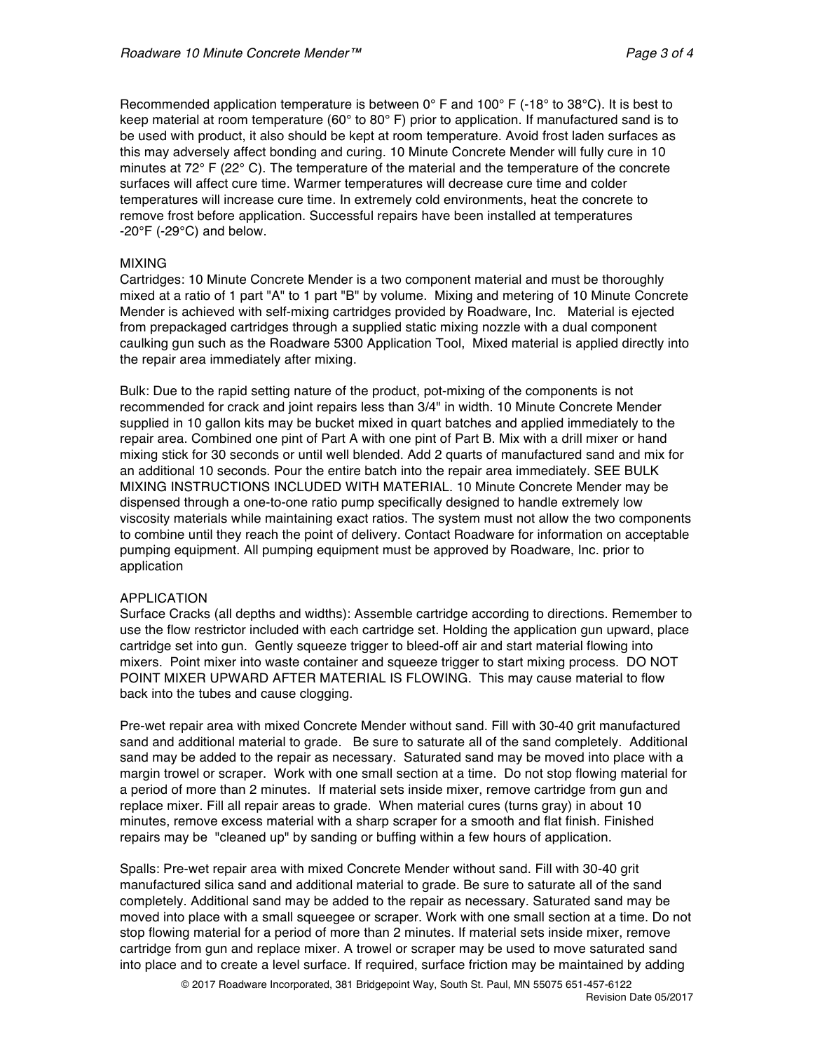Recommended application temperature is between 0° F and 100° F (-18° to 38°C). It is best to keep material at room temperature (60° to 80° F) prior to application. If manufactured sand is to be used with product, it also should be kept at room temperature. Avoid frost laden surfaces as this may adversely affect bonding and curing. 10 Minute Concrete Mender will fully cure in 10 minutes at 72° F (22° C). The temperature of the material and the temperature of the concrete surfaces will affect cure time. Warmer temperatures will decrease cure time and colder temperatures will increase cure time. In extremely cold environments, heat the concrete to remove frost before application. Successful repairs have been installed at temperatures -20°F (-29°C) and below.

## MIXING

Cartridges: 10 Minute Concrete Mender is a two component material and must be thoroughly mixed at a ratio of 1 part "A" to 1 part "B" by volume. Mixing and metering of 10 Minute Concrete Mender is achieved with self-mixing cartridges provided by Roadware, Inc. Material is ejected from prepackaged cartridges through a supplied static mixing nozzle with a dual component caulking gun such as the Roadware 5300 Application Tool, Mixed material is applied directly into the repair area immediately after mixing.

Bulk: Due to the rapid setting nature of the product, pot-mixing of the components is not recommended for crack and joint repairs less than 3/4" in width. 10 Minute Concrete Mender supplied in 10 gallon kits may be bucket mixed in quart batches and applied immediately to the repair area. Combined one pint of Part A with one pint of Part B. Mix with a drill mixer or hand mixing stick for 30 seconds or until well blended. Add 2 quarts of manufactured sand and mix for an additional 10 seconds. Pour the entire batch into the repair area immediately. SEE BULK MIXING INSTRUCTIONS INCLUDED WITH MATERIAL. 10 Minute Concrete Mender may be dispensed through a one-to-one ratio pump specifically designed to handle extremely low viscosity materials while maintaining exact ratios. The system must not allow the two components to combine until they reach the point of delivery. Contact Roadware for information on acceptable pumping equipment. All pumping equipment must be approved by Roadware, Inc. prior to application

## APPLICATION

Surface Cracks (all depths and widths): Assemble cartridge according to directions. Remember to use the flow restrictor included with each cartridge set. Holding the application gun upward, place cartridge set into gun. Gently squeeze trigger to bleed-off air and start material flowing into mixers. Point mixer into waste container and squeeze trigger to start mixing process. DO NOT POINT MIXER UPWARD AFTER MATERIAL IS FLOWING. This may cause material to flow back into the tubes and cause clogging.

Pre-wet repair area with mixed Concrete Mender without sand. Fill with 30-40 grit manufactured sand and additional material to grade. Be sure to saturate all of the sand completely. Additional sand may be added to the repair as necessary. Saturated sand may be moved into place with a margin trowel or scraper. Work with one small section at a time. Do not stop flowing material for a period of more than 2 minutes. If material sets inside mixer, remove cartridge from gun and replace mixer. Fill all repair areas to grade. When material cures (turns gray) in about 10 minutes, remove excess material with a sharp scraper for a smooth and flat finish. Finished repairs may be "cleaned up" by sanding or buffing within a few hours of application.

Spalls: Pre-wet repair area with mixed Concrete Mender without sand. Fill with 30-40 grit manufactured silica sand and additional material to grade. Be sure to saturate all of the sand completely. Additional sand may be added to the repair as necessary. Saturated sand may be moved into place with a small squeegee or scraper. Work with one small section at a time. Do not stop flowing material for a period of more than 2 minutes. If material sets inside mixer, remove cartridge from gun and replace mixer. A trowel or scraper may be used to move saturated sand into place and to create a level surface. If required, surface friction may be maintained by adding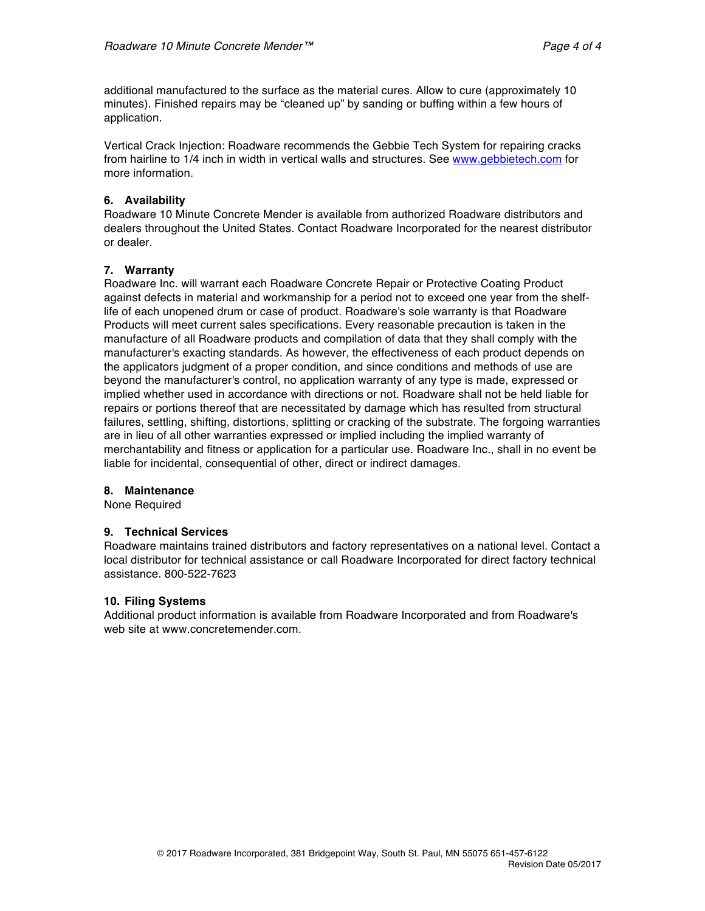additional manufactured to the surface as the material cures. Allow to cure (approximately 10 minutes). Finished repairs may be “cleaned up” by sanding or buffing within a few hours of application.

Vertical Crack Injection: Roadware recommends the Gebbie Tech System for repairing cracks from hairline to 1/4 inch in width in vertical walls and structures. See [www.gebbietech.com](http://www.gebbietech.com) for more information.

### 6. Availability

Roadware 10 Minute Concrete Mender is available from authorized Roadware distributors and dealers throughout the United States. Contact Roadware Incorporated for the nearest distributor or dealer.

### 7. Warranty

Roadware Inc. will warrant each Roadware Concrete Repair or Protective Coating Product against defects in material and workmanship for a period not to exceed one year from the shelf-life of each unopened drum or case of product. Roadware's sole warranty is that Roadware Products will meet current sales specifications. Every reasonable precaution is taken in the manufacture of all Roadware products and compilation of data that they shall comply with the manufacturer's exacting standards. As however, the effectiveness of each product depends on the applicators judgment of a proper condition, and since conditions and methods of use are beyond the manufacturer's control, no application warranty of any type is made, expressed or implied whether used in accordance with directions or not. Roadware shall not be held liable for repairs or portions thereof that are necessitated by damage which has resulted from structural failures, settling, shifting, distortions, splitting or cracking of the substrate. The forgoing warranties are in lieu of all other warranties expressed or implied including the implied warranty of merchantability and fitness or application for a particular use. Roadware Inc., shall in no event be liable for incidental, consequential of other, direct or indirect damages.

### 8. Maintenance

None Required

### 9. Technical Services

Roadware maintains trained distributors and factory representatives on a national level. Contact a local distributor for technical assistance or call Roadware Incorporated for direct factory technical assistance. 800-522-7623

### 10. Filing Systems

Additional product information is available from Roadware Incorporated and from Roadware's web site at www.concretemender.com.

© 2017 Roadware Incorporated, 381 Bridgepoint Way, South St. Paul, MN 55075 651-457-6122
Revision Date 05/2017